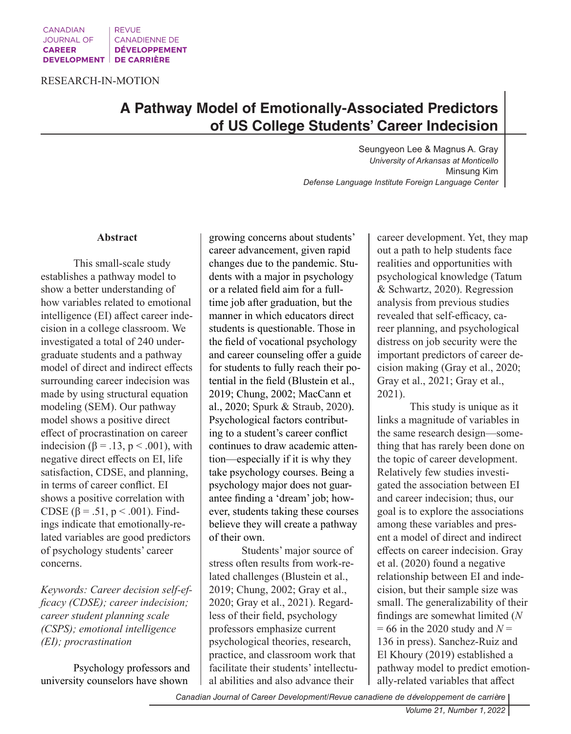RESEARCH-IN-MOTION

# A Pathway Model of Emotionally-Associated Predictors of US College Students' Career Indecision

Seungyeon Lee & Magnus A. Gray
*University of Arkansas at Monticello*
Minsung Kim
*Defense Language Institute Foreign Language Center*

## Abstract

This small-scale study establishes a pathway model to show a better understanding of how variables related to emotional intelligence (EI) affect career indecision in a college classroom. We investigated a total of 240 undergraduate students and a pathway model of direct and indirect effects surrounding career indecision was made by using structural equation modeling (SEM). Our pathway model shows a positive direct effect of procrastination on career indecision ($\beta = .13$, $p < .001$), with negative direct effects on EI, life satisfaction, CDSE, and planning, in terms of career conflict. EI shows a positive correlation with CDSE ($\beta = .51$, $p < .001$). Findings indicate that emotionally-related variables are good predictors of psychology students' career concerns.

*Keywords: Career decision self-efficacy (CDSE); career indecision; career student planning scale (CSPS); emotional intelligence (EI); procrastination*

Psychology professors and university counselors have shown growing concerns about students' career advancement, given rapid changes due to the pandemic. Students with a major in psychology or a related field aim for a full-time job after graduation, but the manner in which educators direct students is questionable. Those in the field of vocational psychology and career counseling offer a guide for students to fully reach their potential in the field (Blustein et al., 2019; Chung, 2002; MacCann et al., 2020; Spurk & Straub, 2020). Psychological factors contributing to a student's career conflict continues to draw academic attention—especially if it is why they take psychology courses. Being a psychology major does not guarantee finding a 'dream' job; however, students taking these courses believe they will create a pathway of their own.

Students' major source of stress often results from work-related challenges (Blustein et al., 2019; Chung, 2002; Gray et al., 2020; Gray et al., 2021). Regardless of their field, psychology professors emphasize current psychological theories, research, practice, and classroom work that facilitate their students' intellectual abilities and also advance their career development. Yet, they map out a path to help students face realities and opportunities with psychological knowledge (Tatum & Schwartz, 2020). Regression analysis from previous studies revealed that self-efficacy, career planning, and psychological distress on job security were the important predictors of career decision making (Gray et al., 2020; Gray et al., 2021; Gray et al., 2021).

This study is unique as it links a magnitude of variables in the same research design—something that has rarely been done on the topic of career development. Relatively few studies investigated the association between EI and career indecision; thus, our goal is to explore the associations among these variables and present a model of direct and indirect effects on career indecision. Gray et al. (2020) found a negative relationship between EI and indecision, but their sample size was small. The generalizability of their findings are somewhat limited ($N = 66$ in the 2020 study and $N = 136$ in press). Sanchez-Ruiz and El Khoury (2019) established a pathway model to predict emotionally-related variables that affect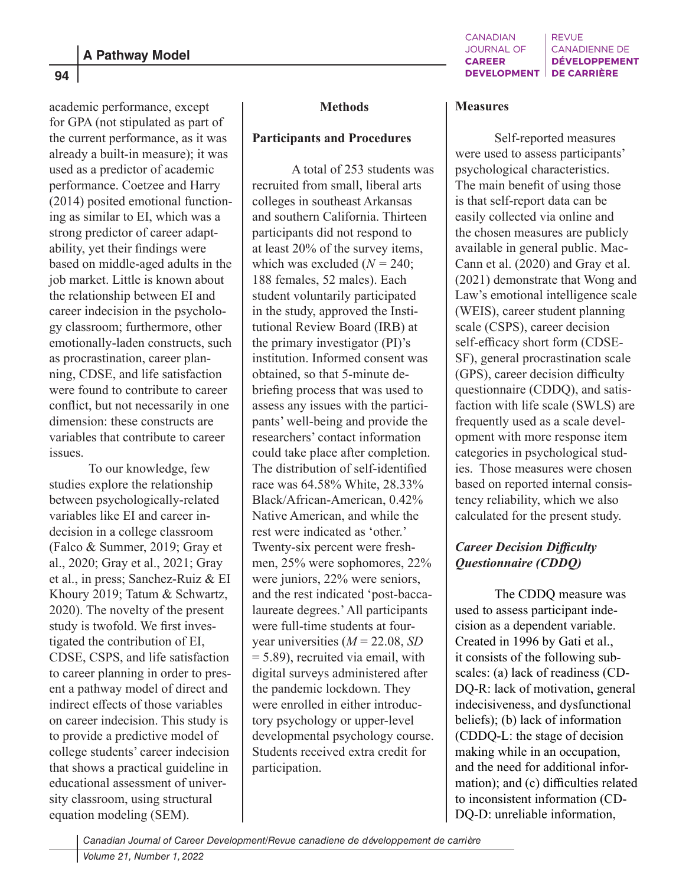academic performance, except for GPA (not stipulated as part of the current performance, as it was already a built-in measure); it was used as a predictor of academic performance. Coetzee and Harry (2014) posited emotional functioning as similar to EI, which was a strong predictor of career adaptability, yet their findings were based on middle-aged adults in the job market. Little is known about the relationship between EI and career indecision in the psychology classroom; furthermore, other emotionally-laden constructs, such as procrastination, career planning, CDSE, and life satisfaction were found to contribute to career conflict, but not necessarily in one dimension: these constructs are variables that contribute to career issues.

To our knowledge, few studies explore the relationship between psychologically-related variables like EI and career indecision in a college classroom (Falco & Summer, 2019; Gray et al., 2020; Gray et al., 2021; Gray et al., in press; Sanchez-Ruiz & EI Khoury 2019; Tatum & Schwartz, 2020). The novelty of the present study is twofold. We first investigated the contribution of EI, CDSE, CSPS, and life satisfaction to career planning in order to present a pathway model of direct and indirect effects of those variables on career indecision. This study is to provide a predictive model of college students' career indecision that shows a practical guideline in educational assessment of university classroom, using structural equation modeling (SEM).

## Methods

### Participants and Procedures

A total of 253 students was recruited from small, liberal arts colleges in southeast Arkansas and southern California. Thirteen participants did not respond to at least 20% of the survey items, which was excluded ($N = 240$; 188 females, 52 males). Each student voluntarily participated in the study, approved the Institutional Review Board (IRB) at the primary investigator (PI)'s institution. Informed consent was obtained, so that 5-minute debriefing process that was used to assess any issues with the participants' well-being and provide the researchers' contact information could take place after completion. The distribution of self-identified race was 64.58% White, 28.33% Black/African-American, 0.42% Native American, and while the rest were indicated as 'other.' Twenty-six percent were freshmen, 25% were sophomores, 22% were juniors, 22% were seniors, and the rest indicated 'post-baccalaureate degrees.' All participants were full-time students at four-year universities ($M = 22.08$, $SD = 5.89$), recruited via email, with digital surveys administered after the pandemic lockdown. They were enrolled in either introductory psychology or upper-level developmental psychology course. Students received extra credit for participation.

### Measures

Self-reported measures were used to assess participants' psychological characteristics. The main benefit of using those is that self-report data can be easily collected via online and the chosen measures are publicly available in general public. MacCann et al. (2020) and Gray et al. (2021) demonstrate that Wong and Law's emotional intelligence scale (WEIS), career student planning scale (CSPS), career decision self-efficacy short form (CDSE-SF), general procrastination scale (GPS), career decision difficulty questionnaire (CDDQ), and satisfaction with life scale (SWLS) are frequently used as a scale development with more response item categories in psychological studies. Those measures were chosen based on reported internal consistency reliability, which we also calculated for the present study.

#### *Career Decision Difficulty Questionnaire (CDDQ)*

The CDDQ measure was used to assess participant indecision as a dependent variable. Created in 1996 by Gati et al., it consists of the following subscales: (a) lack of readiness (CDDQ-R: lack of motivation, general indecisiveness, and dysfunctional beliefs); (b) lack of information (CDDQ-L: the stage of decision making while in an occupation, and the need for additional information); and (c) difficulties related to inconsistent information (CDDQ-D: unreliable information,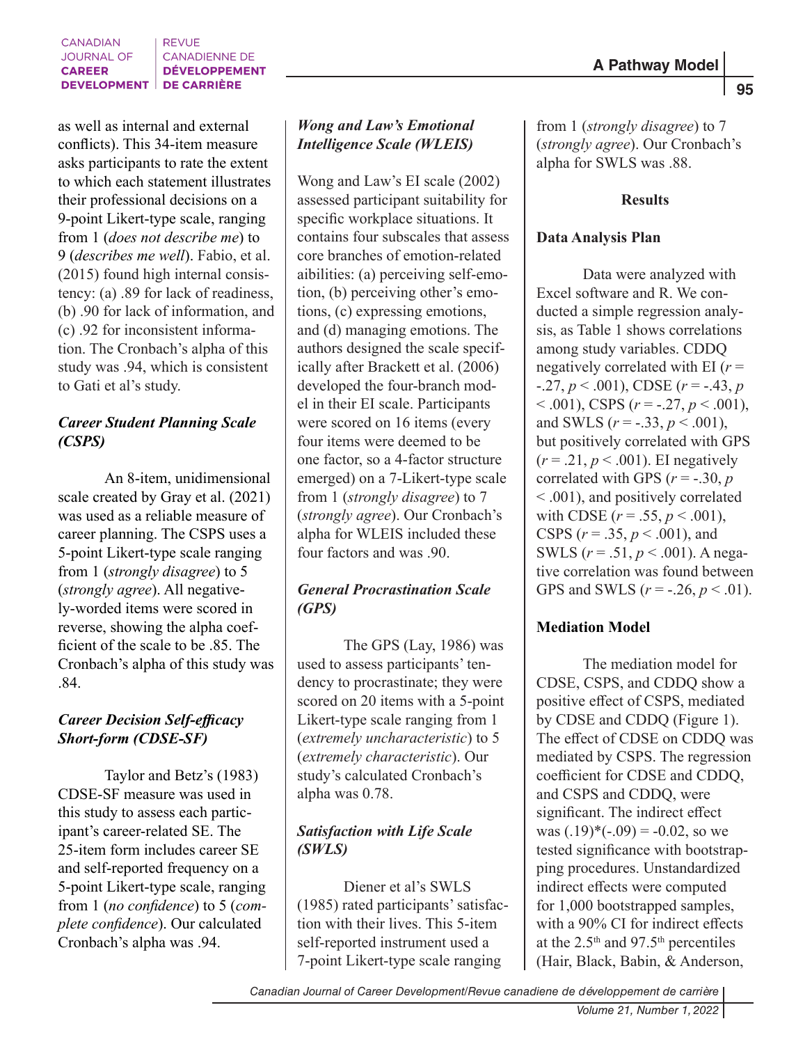as well as internal and external conflicts). This 34-item measure asks participants to rate the extent to which each statement illustrates their professional decisions on a 9-point Likert-type scale, ranging from 1 (*does not describe me*) to 9 (*describes me well*). Fabio, et al. (2015) found high internal consistency: (a) .89 for lack of readiness, (b) .90 for lack of information, and (c) .92 for inconsistent information. The Cronbach's alpha of this study was .94, which is consistent to Gati et al's study.

### *Career Student Planning Scale (CSPS)*

An 8-item, unidimensional scale created by Gray et al. (2021) was used as a reliable measure of career planning. The CSPS uses a 5-point Likert-type scale ranging from 1 (*strongly disagree*) to 5 (*strongly agree*). All negatively-worded items were scored in reverse, showing the alpha coefficient of the scale to be .85. The Cronbach's alpha of this study was .84.

### *Career Decision Self-efficacy Short-form (CDSE-SF)*

Taylor and Betz's (1983) CDSE-SF measure was used in this study to assess each participant's career-related SE. The 25-item form includes career SE and self-reported frequency on a 5-point Likert-type scale, ranging from 1 (*no confidence*) to 5 (*complete confidence*). Our calculated Cronbach's alpha was .94.

### *Wong and Law's Emotional Intelligence Scale (WLEIS)*

Wong and Law's EI scale (2002) assessed participant suitability for specific workplace situations. It contains four subscales that assess core branches of emotion-related aibilities: (a) perceiving self-emotion, (b) perceiving other's emotions, (c) expressing emotions, and (d) managing emotions. The authors designed the scale specifically after Brackett et al. (2006) developed the four-branch model in their EI scale. Participants were scored on 16 items (every four items were deemed to be one factor, so a 4-factor structure emerged) on a 7-Likert-type scale from 1 (*strongly disagree*) to 7 (*strongly agree*). Our Cronbach's alpha for WLEIS included these four factors and was .90.

### *General Procrastination Scale (GPS)*

The GPS (Lay, 1986) was used to assess participants' tendency to procrastinate; they were scored on 20 items with a 5-point Likert-type scale ranging from 1 (*extremely uncharacteristic*) to 5 (*extremely characteristic*). Our study's calculated Cronbach's alpha was 0.78.

### *Satisfaction with Life Scale (SWLS)*

Diener et al's SWLS (1985) rated participants' satisfaction with their lives. This 5-item self-reported instrument used a 7-point Likert-type scale ranging from 1 (*strongly disagree*) to 7 (*strongly agree*). Our Cronbach's alpha for SWLS was .88.

## Results

### Data Analysis Plan

Data were analyzed with Excel software and R. We conducted a simple regression analysis, as Table 1 shows correlations among study variables. CDDQ negatively correlated with EI ($r$ = -.27, $p$ < .001), CDSE ($r$ = -.43, $p$ < .001), CSPS ($r$ = -.27, $p$ < .001), and SWLS ($r$ = -.33, $p$ < .001), but positively correlated with GPS ($r$ = .21, $p$ < .001). EI negatively correlated with GPS ($r$ = -.30, $p$ < .001), and positively correlated with CDSE ($r$ = .55, $p$ < .001), CSPS ($r$ = .35, $p$ < .001), and SWLS ($r$ = .51, $p$ < .001). A negative correlation was found between GPS and SWLS ($r$ = -.26, $p$ < .01).

### Mediation Model

The mediation model for CDSE, CSPS, and CDDQ show a positive effect of CSPS, mediated by CDSE and CDDQ (Figure 1). The effect of CDSE on CDDQ was mediated by CSPS. The regression coefficient for CDSE and CDDQ, and CSPS and CDDQ, were significant. The indirect effect was (.19)*(-.09) = -0.02, so we tested significance with bootstrapping procedures. Unstandardized indirect effects were computed for 1,000 bootstrapped samples, with a 90% CI for indirect effects at the 2.5th and 97.5th percentiles (Hair, Black, Babin, & Anderson,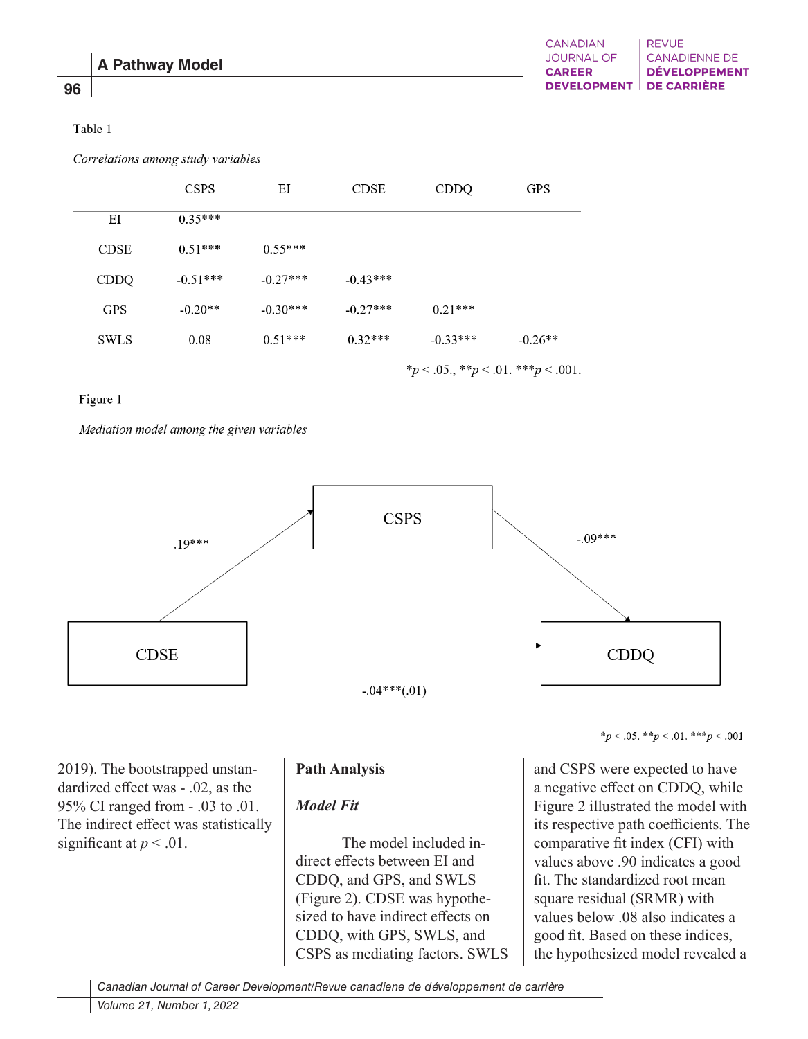Table 1

*Correlations among study variables*

| | CSPS | EI | CDSE | CDDQ | GPS |
|---|---|---|---|---|---|
| EI | 0.35*** | | | | |
| CDSE | 0.51*** | 0.55*** | | | |
| CDDQ | -0.51*** | -0.27*** | -0.43*** | | |
| GPS | -0.20** | -0.30*** | -0.27*** | 0.21*** | |
| SWLS | 0.08 | 0.51*** | 0.32*** | -0.33*** | -0.26** |

*p < .05., **p < .01. ***p < .001.

Figure 1

*Mediation model among the given variables*

CSPS

.19***

-.09***

CDSE

CDDQ

-.04***(.01)

*p < .05. **p < .01. ***p < .001

2019). The bootstrapped unstandardized effect was - .02, as the 95% CI ranged from - .03 to .01. The indirect effect was statistically significant at $p < .01$.

## Path Analysis

### *Model Fit*

The model included indirect effects between EI and CDDQ, and GPS, and SWLS (Figure 2). CDSE was hypothesized to have indirect effects on CDDQ, with GPS, SWLS, and CSPS as mediating factors. SWLS and CSPS were expected to have a negative effect on CDDQ, while Figure 2 illustrated the model with its respective path coefficients. The comparative fit index (CFI) with values above .90 indicates a good fit. The standardized root mean square residual (SRMR) with values below .08 also indicates a good fit. Based on these indices, the hypothesized model revealed a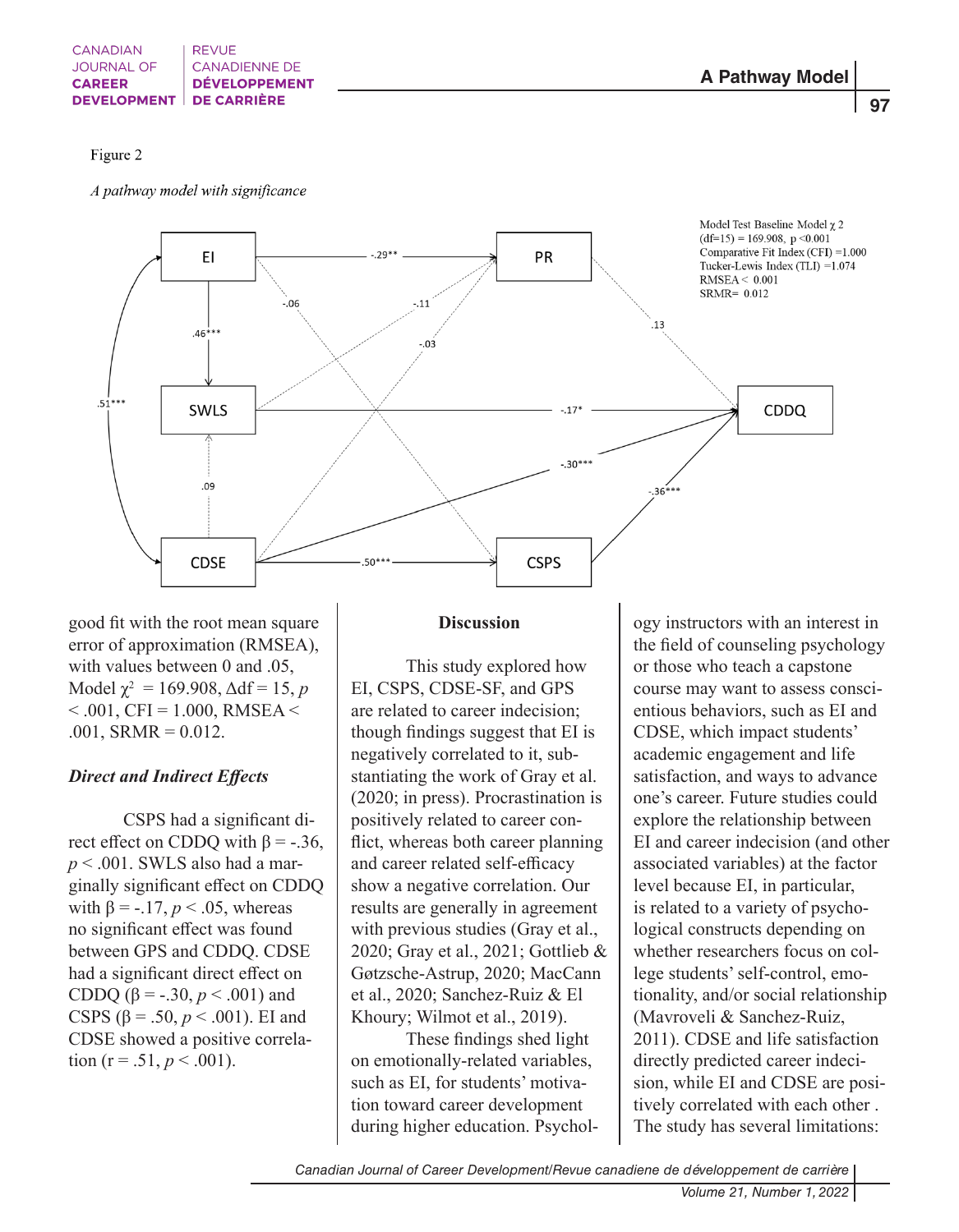Figure 2

*A pathway model with significance*

Model Test Baseline Model χ 2 (df=15) = 169.908, p <0.001
Comparative Fit Index (CFI) =1.000
Tucker-Lewis Index (TLI) =1.074
RMSEA < 0.001
SRMR= 0.012

good fit with the root mean square error of approximation (RMSEA), with values between 0 and .05, Model $\chi^2$ = 169.908, Δdf = 15, $p < .001$, CFI = 1.000, RMSEA < .001, SRMR = 0.012.

### *Direct and Indirect Effects*

CSPS had a significant direct effect on CDDQ with β = -.36, $p < .001$. SWLS also had a marginally significant effect on CDDQ with β = -.17, $p < .05$, whereas no significant effect was found between GPS and CDDQ. CDSE had a significant direct effect on CDDQ (β = -.30, $p < .001$) and CSPS (β = .50, $p < .001$). EI and CDSE showed a positive correlation (r = .51, $p < .001$).

## Discussion

This study explored how EI, CSPS, CDSE-SF, and GPS are related to career indecision; though findings suggest that EI is negatively correlated to it, substantiating the work of Gray et al. (2020; in press). Procrastination is positively related to career conflict, whereas both career planning and career related self-efficacy show a negative correlation. Our results are generally in agreement with previous studies (Gray et al., 2020; Gray et al., 2021; Gottlieb & Gøtzsche-Astrup, 2020; MacCann et al., 2020; Sanchez-Ruiz & El Khoury; Wilmot et al., 2019).

These findings shed light on emotionally-related variables, such as EI, for students' motivation toward career development during higher education. Psychology instructors with an interest in the field of counseling psychology or those who teach a capstone course may want to assess conscientious behaviors, such as EI and CDSE, which impact students' academic engagement and life satisfaction, and ways to advance one's career. Future studies could explore the relationship between EI and career indecision (and other associated variables) at the factor level because EI, in particular, is related to a variety of psychological constructs depending on whether researchers focus on college students' self-control, emotionality, and/or social relationship (Mavroveli & Sanchez-Ruiz, 2011). CDSE and life satisfaction directly predicted career indecision, while EI and CDSE are positively correlated with each other . The study has several limitations: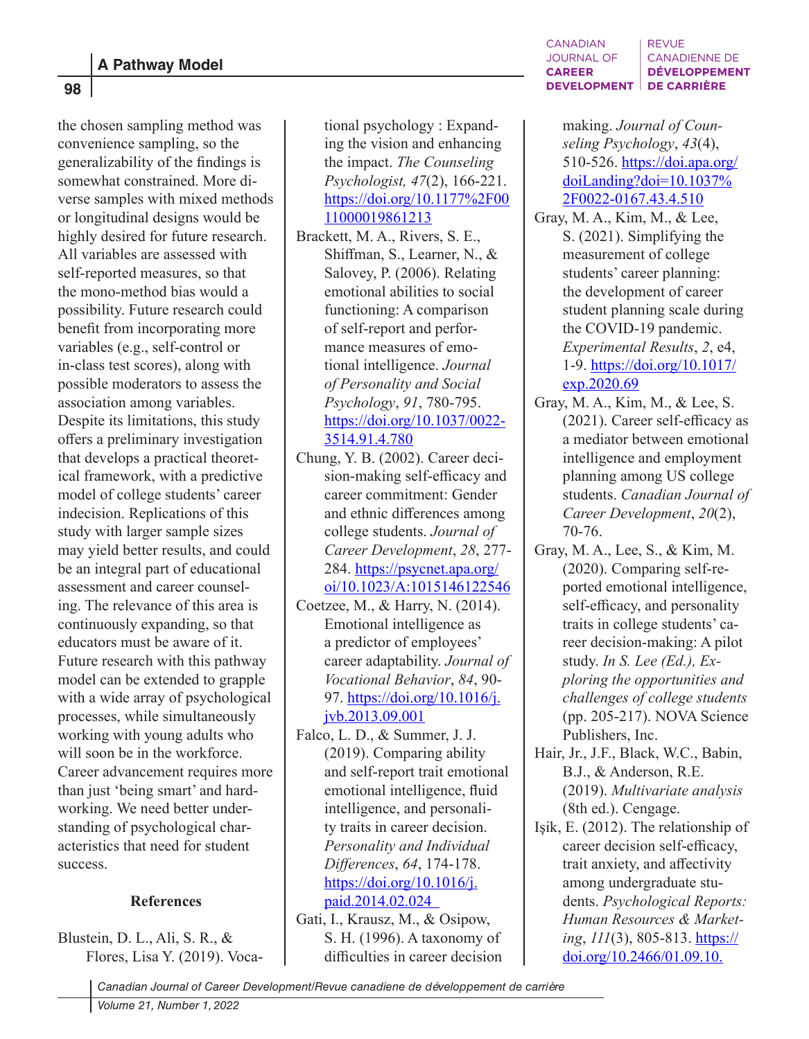the chosen sampling method was convenience sampling, so the generalizability of the findings is somewhat constrained. More diverse samples with mixed methods or longitudinal designs would be highly desired for future research. All variables are assessed with self-reported measures, so that the mono-method bias would a possibility. Future research could benefit from incorporating more variables (e.g., self-control or in-class test scores), along with possible moderators to assess the association among variables. Despite its limitations, this study offers a preliminary investigation that develops a practical theoretical framework, with a predictive model of college students' career indecision. Replications of this study with larger sample sizes may yield better results, and could be an integral part of educational assessment and career counseling. The relevance of this area is continuously expanding, so that educators must be aware of it. Future research with this pathway model can be extended to grapple with a wide array of psychological processes, while simultaneously working with young adults who will soon be in the workforce. Career advancement requires more than just 'being smart' and hardworking. We need better understanding of psychological characteristics that need for student success.

## References

Blustein, D. L., Ali, S. R., & Flores, Lisa Y. (2019). Vocational psychology : Expanding the vision and enhancing the impact. *The Counseling Psychologist, 47*(2), 166-221. https://doi.org/10.1177%2F0011000019861213

Brackett, M. A., Rivers, S. E., Shiffman, S., Learner, N., & Salovey, P. (2006). Relating emotional abilities to social functioning: A comparison of self-report and performance measures of emotional intelligence. *Journal of Personality and Social Psychology*, *91*, 780-795. https://doi.org/10.1037/0022-3514.91.4.780

Chung, Y. B. (2002). Career decision-making self-efficacy and career commitment: Gender and ethnic differences among college students. *Journal of Career Development*, *28*, 277-284. https://psycnet.apa.org/oi/10.1023/A:1015146122546

Coetzee, M., & Harry, N. (2014). Emotional intelligence as a predictor of employees' career adaptability. *Journal of Vocational Behavior*, *84*, 90-97. https://doi.org/10.1016/j.jvb.2013.09.001

Falco, L. D., & Summer, J. J. (2019). Comparing ability and self-report trait emotional emotional intelligence, fluid intelligence, and personality traits in career decision. *Personality and Individual Differences*, *64*, 174-178. https://doi.org/10.1016/j.paid.2014.02.024

Gati, I., Krausz, M., & Osipow, S. H. (1996). A taxonomy of difficulties in career decision making. *Journal of Counseling Psychology*, *43*(4), 510-526. https://doi.apa.org/doiLanding?doi=10.1037%2F0022-0167.43.4.510

Gray, M. A., Kim, M., & Lee, S. (2021). Simplifying the measurement of college students' career planning: the development of career student planning scale during the COVID-19 pandemic. *Experimental Results*, *2*, e4, 1-9. https://doi.org/10.1017/exp.2020.69

Gray, M. A., Kim, M., & Lee, S. (2021). Career self-efficacy as a mediator between emotional intelligence and employment planning among US college students. *Canadian Journal of Career Development*, *20*(2), 70-76.

Gray, M. A., Lee, S., & Kim, M. (2020). Comparing self-reported emotional intelligence, self-efficacy, and personality traits in college students' career decision-making: A pilot study. *In S. Lee (Ed.), Exploring the opportunities and challenges of college students* (pp. 205-217). NOVA Science Publishers, Inc.

Hair, Jr., J.F., Black, W.C., Babin, B.J., & Anderson, R.E. (2019). *Multivariate analysis* (8th ed.). Cengage.

Işik, E. (2012). The relationship of career decision self-efficacy, trait anxiety, and affectivity among undergraduate students. *Psychological Reports: Human Resources & Marketing*, *111*(3), 805-813. https://doi.org/10.2466/01.09.10.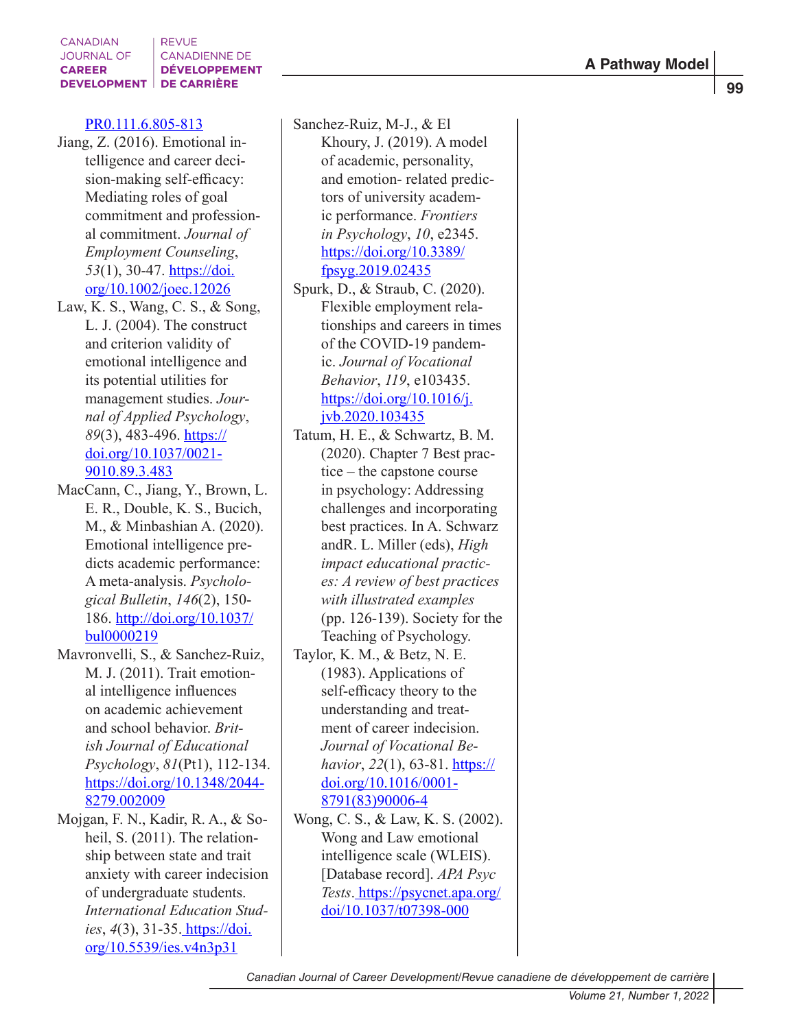PR0.111.6.805-813

Jiang, Z. (2016). Emotional intelligence and career decision-making self-efficacy: Mediating roles of goal commitment and professional commitment. *Journal of Employment Counseling*, *53*(1), 30-47. https://doi.org/10.1002/joec.12026

Law, K. S., Wang, C. S., & Song, L. J. (2004). The construct and criterion validity of emotional intelligence and its potential utilities for management studies. *Journal of Applied Psychology*, *89*(3), 483-496. https://doi.org/10.1037/0021-9010.89.3.483

MacCann, C., Jiang, Y., Brown, L. E. R., Double, K. S., Bucich, M., & Minbashian A. (2020). Emotional intelligence predicts academic performance: A meta-analysis. *Psychological Bulletin*, *146*(2), 150-186. http://doi.org/10.1037/bul0000219

Mavronvelli, S., & Sanchez-Ruiz, M. J. (2011). Trait emotional intelligence influences on academic achievement and school behavior. *British Journal of Educational Psychology*, *81*(Pt1), 112-134. https://doi.org/10.1348/2044-8279.002009

Mojgan, F. N., Kadir, R. A., & Soheil, S. (2011). The relationship between state and trait anxiety with career indecision of undergraduate students. *International Education Studies*, *4*(3), 31-35. https://doi.org/10.5539/ies.v4n3p31

Sanchez-Ruiz, M-J., & El Khoury, J. (2019). A model of academic, personality, and emotion- related predictors of university academic performance. *Frontiers in Psychology*, *10*, e2345. https://doi.org/10.3389/fpsyg.2019.02435

Spurk, D., & Straub, C. (2020). Flexible employment relationships and careers in times of the COVID-19 pandemic. *Journal of Vocational Behavior*, *119*, e103435. https://doi.org/10.1016/j.jvb.2020.103435

Tatum, H. E., & Schwartz, B. M. (2020). Chapter 7 Best practice – the capstone course in psychology: Addressing challenges and incorporating best practices. In A. Schwarz andR. L. Miller (eds), *High impact educational practices: A review of best practices with illustrated examples* (pp. 126-139). Society for the Teaching of Psychology.

Taylor, K. M., & Betz, N. E. (1983). Applications of self-efficacy theory to the understanding and treatment of career indecision. *Journal of Vocational Behavior*, *22*(1), 63-81. https://doi.org/10.1016/0001-8791(83)90006-4

Wong, C. S., & Law, K. S. (2002). Wong and Law emotional intelligence scale (WLEIS). [Database record]. *APA Psyc Tests*. https://psycnet.apa.org/doi/10.1037/t07398-000